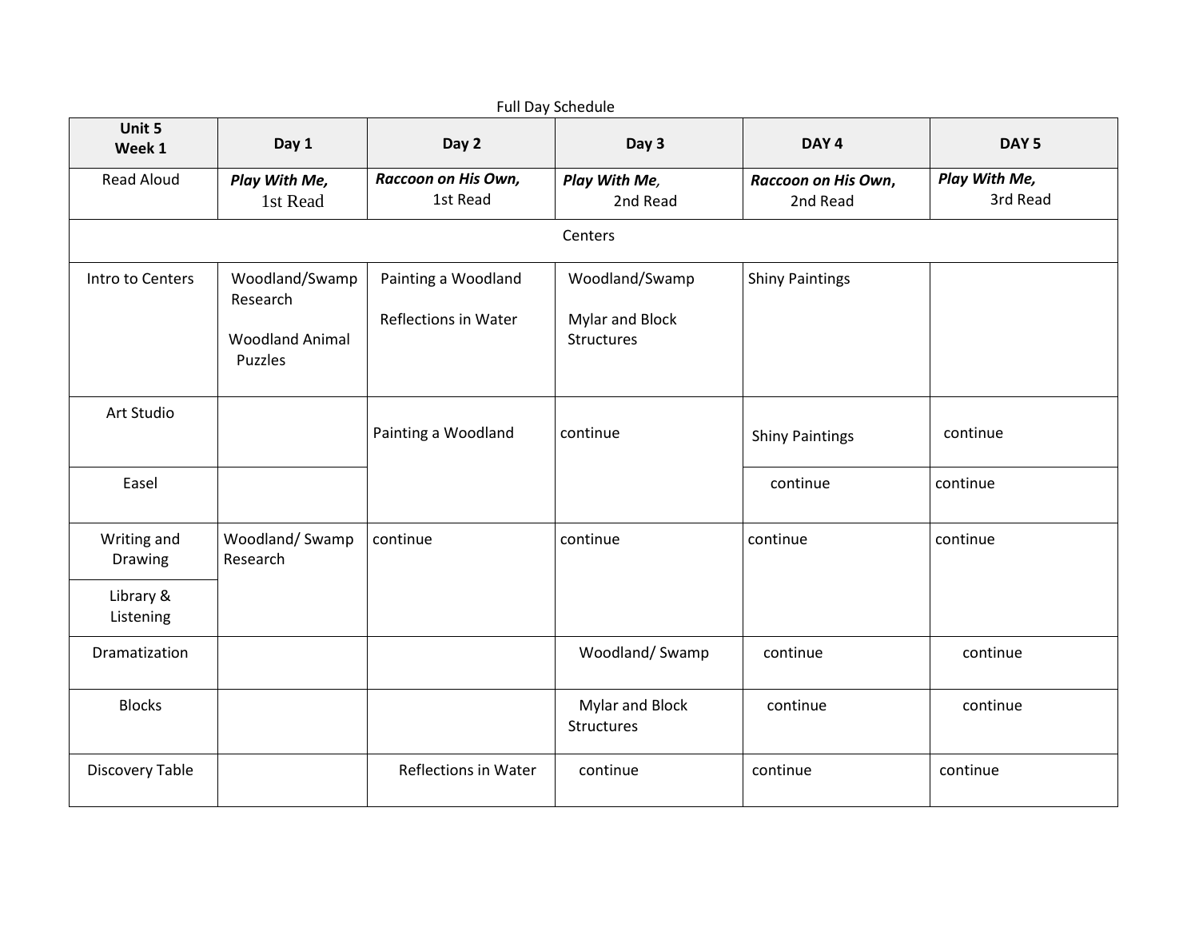Full Day Schedule

| Unit 5 Week 1 | Day 1 | Day 2 | Day 3 | DAY 4 | DAY 5 |
|---|---|---|---|---|---|
| Read Aloud | ***Play With Me,*** 1st Read | ***Raccoon on His Own,*** 1st Read | ***Play With Me,*** 2nd Read | ***Raccoon on His Own,*** 2nd Read | ***Play With Me,*** 3rd Read |
| Centers | | | | | |
| Intro to Centers | Woodland/Swamp Research<br><br>Woodland Animal Puzzles | Painting a Woodland<br><br>Reflections in Water | Woodland/Swamp<br><br>Mylar and Block Structures | Shiny Paintings | |
| Art Studio | | Painting a Woodland | continue | Shiny Paintings | continue |
| Easel | | | | continue | continue |
| Writing and Drawing | Woodland/ Swamp Research | continue | continue | continue | continue |
| Library & Listening | | | | | |
| Dramatization | | | Woodland/ Swamp | continue | continue |
| Blocks | | | Mylar and Block Structures | continue | continue |
| Discovery Table | | Reflections in Water | continue | continue | continue |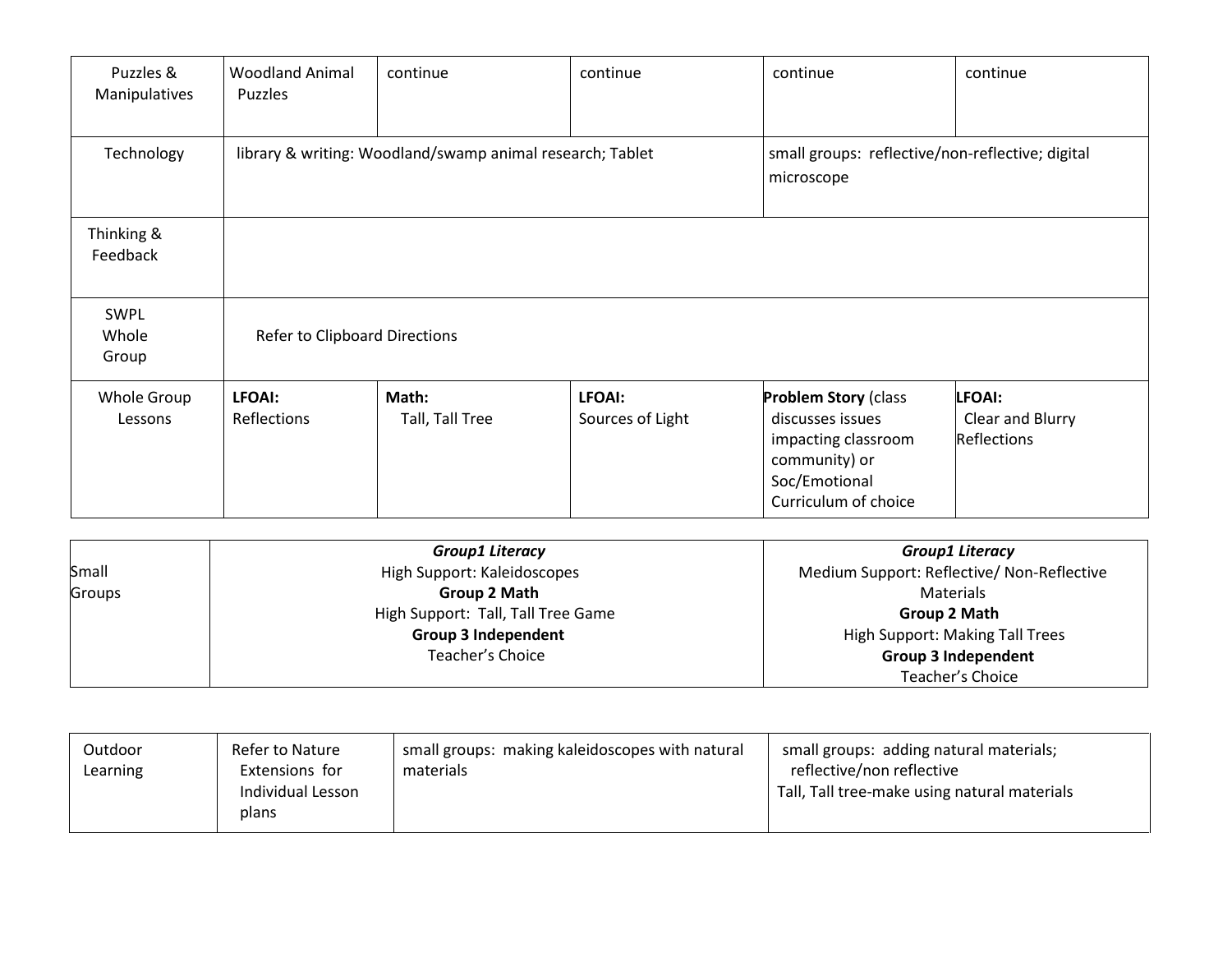| | | | | | |
|---|---|---|---|---|---|
| Puzzles & Manipulatives | Woodland Animal Puzzles | continue | continue | continue | continue |
| Technology | library & writing: Woodland/swamp animal research; Tablet | | | small groups: reflective/non-reflective; digital microscope | |
| Thinking & Feedback | | | | | |
| SWPL Whole Group | Refer to Clipboard Directions | | | | |
| Whole Group Lessons | **LFOAI:** Reflections | **Math:** Tall, Tall Tree | **LFOAI:** Sources of Light | **Problem Story** (class discusses issues impacting classroom community) or Soc/Emotional Curriculum of choice | **LFOAI:** Clear and Blurry Reflections |

| | | |
|---|---|---|
| Small Groups | ***Group1 Literacy*** High Support: Kaleidoscopes **Group 2 Math** High Support: Tall, Tall Tree Game **Group 3 Independent** Teacher's Choice | ***Group1 Literacy*** Medium Support: Reflective/ Non-Reflective Materials **Group 2 Math** High Support: Making Tall Trees **Group 3 Independent** Teacher's Choice |

| | | | |
|---|---|---|---|
| Outdoor Learning | Refer to Nature Extensions for Individual Lesson plans | small groups: making kaleidoscopes with natural materials | small groups: adding natural materials; reflective/non reflective Tall, Tall tree-make using natural materials |